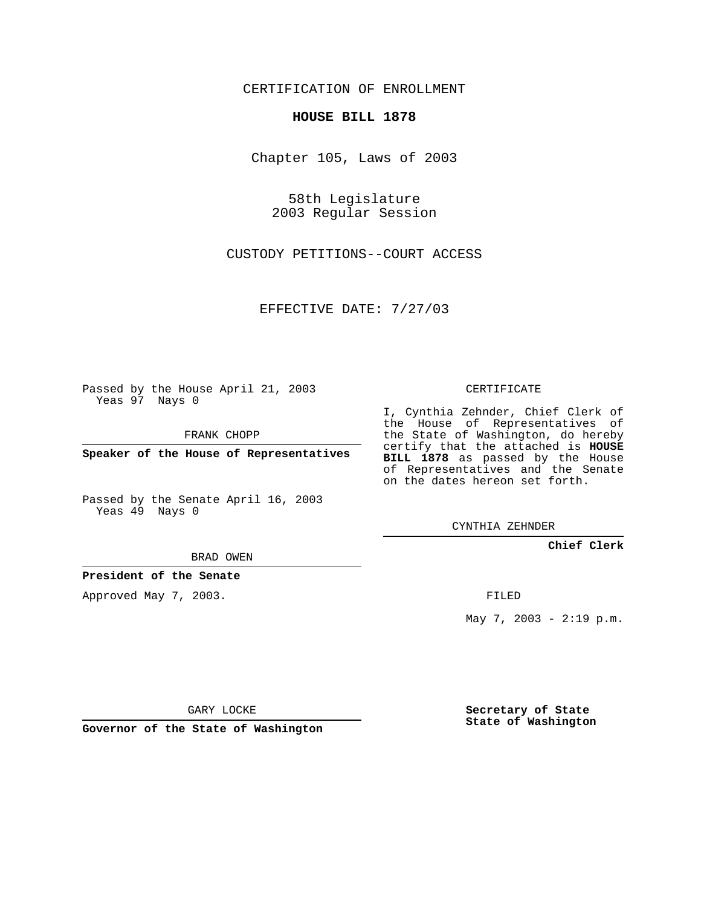CERTIFICATION OF ENROLLMENT

**HOUSE BILL 1878**

Chapter 105, Laws of 2003

58th Legislature
2003 Regular Session

CUSTODY PETITIONS--COURT ACCESS

EFFECTIVE DATE: 7/27/03

Passed by the House April 21, 2003
Yeas 97 Nays 0

FRANK CHOPP

**Speaker of the House of Representatives**

Passed by the Senate April 16, 2003
Yeas 49 Nays 0

BRAD OWEN

**President of the Senate**

Approved May 7, 2003.

GARY LOCKE

**Governor of the State of Washington**

CERTIFICATE

I, Cynthia Zehnder, Chief Clerk of the House of Representatives of the State of Washington, do hereby certify that the attached is **HOUSE BILL 1878** as passed by the House of Representatives and the Senate on the dates hereon set forth.

CYNTHIA ZEHNDER

**Chief Clerk**

FILED

May 7, 2003 - 2:19 p.m.

**Secretary of State**
**State of Washington**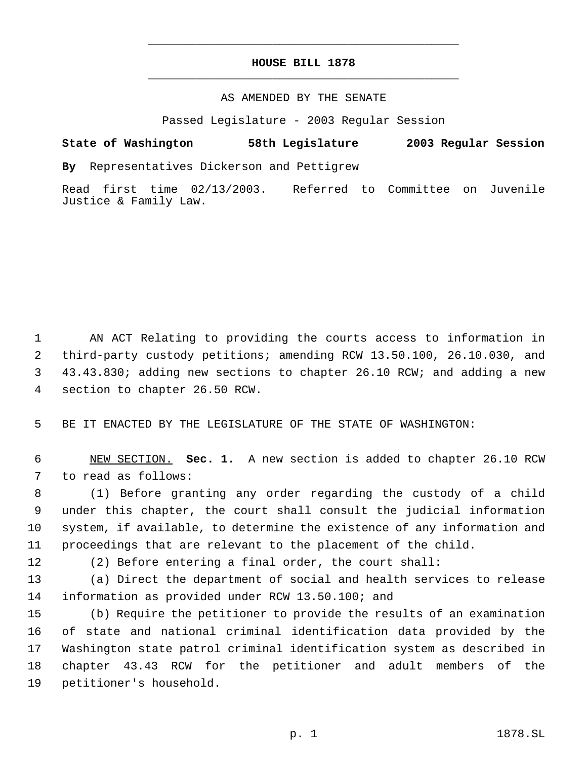# HOUSE BILL 1878

AS AMENDED BY THE SENATE

Passed Legislature - 2003 Regular Session

**State of Washington 58th Legislature 2003 Regular Session**

**By** Representatives Dickerson and Pettigrew

Read first time 02/13/2003. Referred to Committee on Juvenile Justice & Family Law.

AN ACT Relating to providing the courts access to information in third-party custody petitions; amending RCW 13.50.100, 26.10.030, and 43.43.830; adding new sections to chapter 26.10 RCW; and adding a new section to chapter 26.50 RCW.

BE IT ENACTED BY THE LEGISLATURE OF THE STATE OF WASHINGTON:

NEW SECTION. **Sec. 1.** A new section is added to chapter 26.10 RCW to read as follows:

(1) Before granting any order regarding the custody of a child under this chapter, the court shall consult the judicial information system, if available, to determine the existence of any information and proceedings that are relevant to the placement of the child.

(2) Before entering a final order, the court shall:

(a) Direct the department of social and health services to release information as provided under RCW 13.50.100; and

(b) Require the petitioner to provide the results of an examination of state and national criminal identification data provided by the Washington state patrol criminal identification system as described in chapter 43.43 RCW for the petitioner and adult members of the petitioner's household.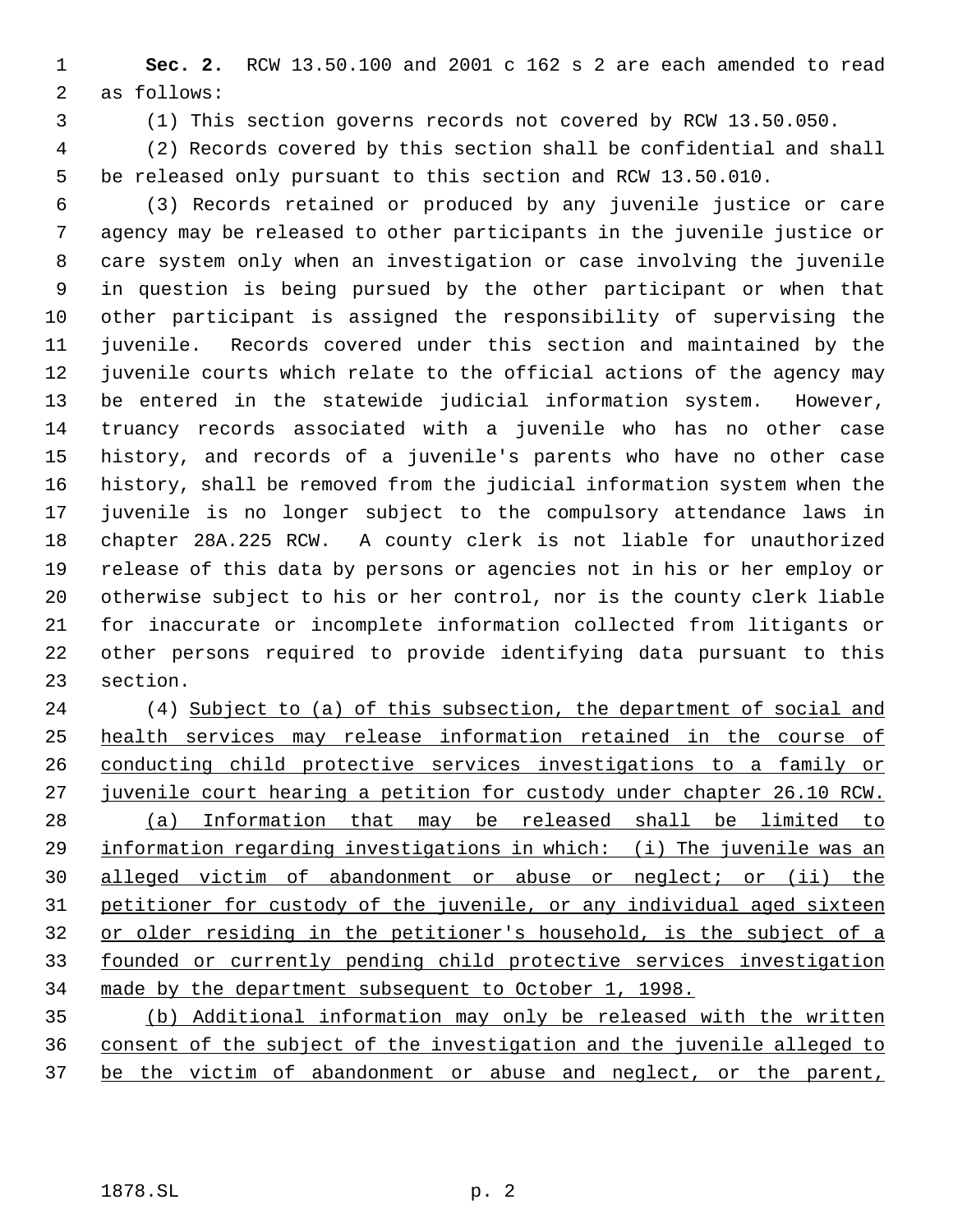**Sec. 2.** RCW 13.50.100 and 2001 c 162 s 2 are each amended to read as follows:

(1) This section governs records not covered by RCW 13.50.050.

(2) Records covered by this section shall be confidential and shall be released only pursuant to this section and RCW 13.50.010.

(3) Records retained or produced by any juvenile justice or care agency may be released to other participants in the juvenile justice or care system only when an investigation or case involving the juvenile in question is being pursued by the other participant or when that other participant is assigned the responsibility of supervising the juvenile. Records covered under this section and maintained by the juvenile courts which relate to the official actions of the agency may be entered in the statewide judicial information system. However, truancy records associated with a juvenile who has no other case history, and records of a juvenile's parents who have no other case history, shall be removed from the judicial information system when the juvenile is no longer subject to the compulsory attendance laws in chapter 28A.225 RCW. A county clerk is not liable for unauthorized release of this data by persons or agencies not in his or her employ or otherwise subject to his or her control, nor is the county clerk liable for inaccurate or incomplete information collected from litigants or other persons required to provide identifying data pursuant to this section.

(4) Subject to (a) of this subsection, the department of social and health services may release information retained in the course of conducting child protective services investigations to a family or juvenile court hearing a petition for custody under chapter 26.10 RCW.

(a) Information that may be released shall be limited to information regarding investigations in which: (i) The juvenile was an alleged victim of abandonment or abuse or neglect; or (ii) the petitioner for custody of the juvenile, or any individual aged sixteen or older residing in the petitioner's household, is the subject of a founded or currently pending child protective services investigation made by the department subsequent to October 1, 1998.

(b) Additional information may only be released with the written consent of the subject of the investigation and the juvenile alleged to be the victim of abandonment or abuse and neglect, or the parent,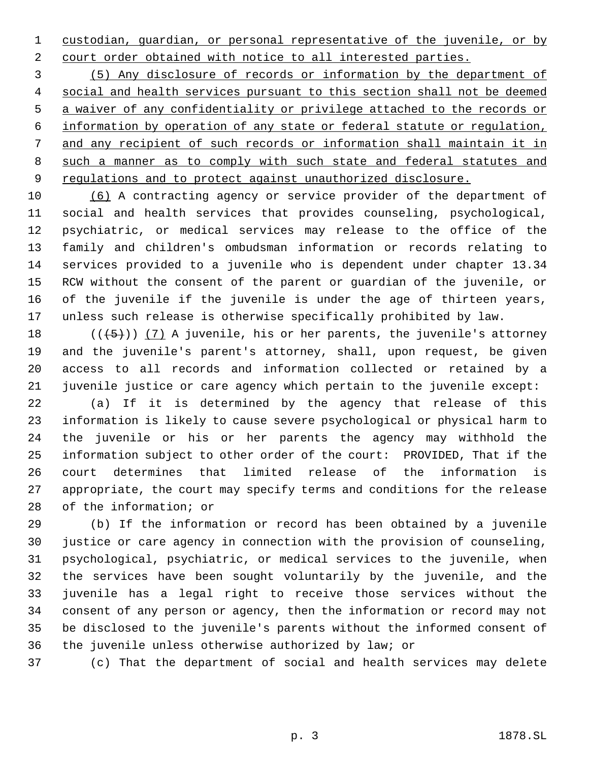custodian, guardian, or personal representative of the juvenile, or by court order obtained with notice to all interested parties.

(5) Any disclosure of records or information by the department of social and health services pursuant to this section shall not be deemed a waiver of any confidentiality or privilege attached to the records or information by operation of any state or federal statute or regulation, and any recipient of such records or information shall maintain it in such a manner as to comply with such state and federal statutes and regulations and to protect against unauthorized disclosure.

(6) A contracting agency or service provider of the department of social and health services that provides counseling, psychological, psychiatric, or medical services may release to the office of the family and children's ombudsman information or records relating to services provided to a juvenile who is dependent under chapter 13.34 RCW without the consent of the parent or guardian of the juvenile, or of the juvenile if the juvenile is under the age of thirteen years, unless such release is otherwise specifically prohibited by law.

(((5))) (7) A juvenile, his or her parents, the juvenile's attorney and the juvenile's parent's attorney, shall, upon request, be given access to all records and information collected or retained by a juvenile justice or care agency which pertain to the juvenile except:

(a) If it is determined by the agency that release of this information is likely to cause severe psychological or physical harm to the juvenile or his or her parents the agency may withhold the information subject to other order of the court: PROVIDED, That if the court determines that limited release of the information is appropriate, the court may specify terms and conditions for the release of the information; or

(b) If the information or record has been obtained by a juvenile justice or care agency in connection with the provision of counseling, psychological, psychiatric, or medical services to the juvenile, when the services have been sought voluntarily by the juvenile, and the juvenile has a legal right to receive those services without the consent of any person or agency, then the information or record may not be disclosed to the juvenile's parents without the informed consent of the juvenile unless otherwise authorized by law; or

(c) That the department of social and health services may delete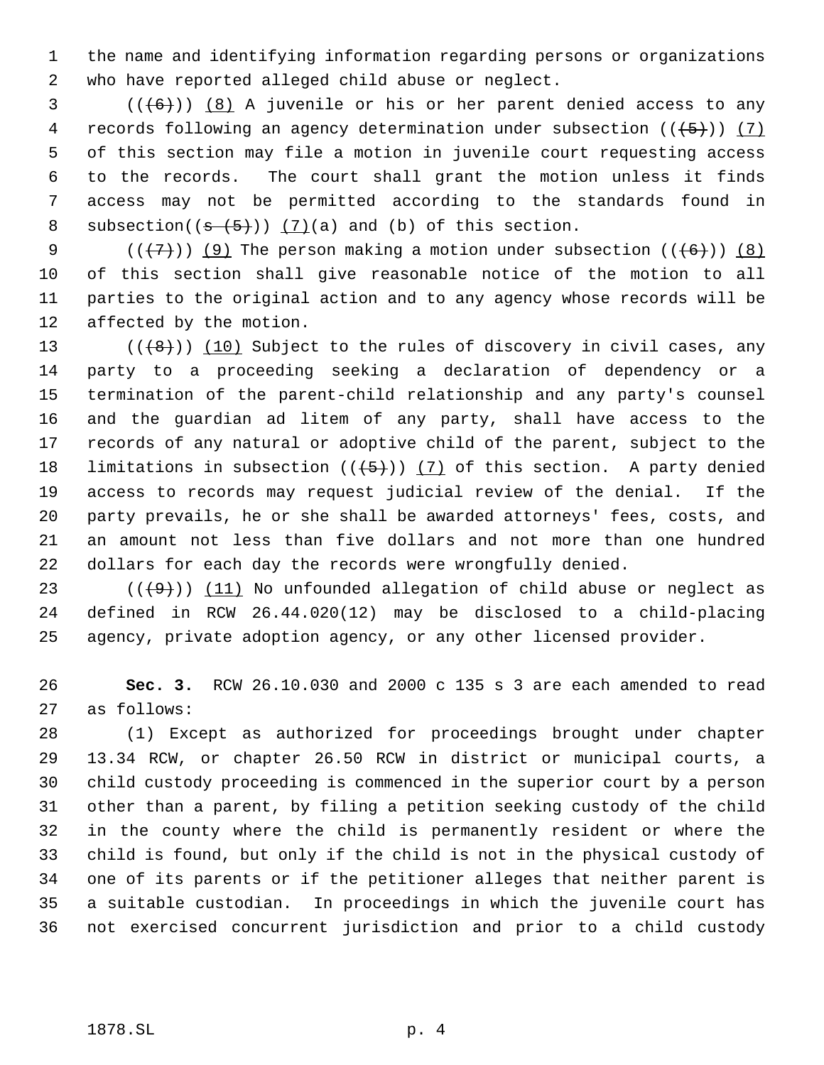the name and identifying information regarding persons or organizations who have reported alleged child abuse or neglect.

(((6))) (8) A juvenile or his or her parent denied access to any records following an agency determination under subsection (((5))) (7) of this section may file a motion in juvenile court requesting access to the records. The court shall grant the motion unless it finds access may not be permitted according to the standards found in subsection((s (5))) (7)(a) and (b) of this section.

(((7))) (9) The person making a motion under subsection (((6))) (8) of this section shall give reasonable notice of the motion to all parties to the original action and to any agency whose records will be affected by the motion.

(((8))) (10) Subject to the rules of discovery in civil cases, any party to a proceeding seeking a declaration of dependency or a termination of the parent-child relationship and any party's counsel and the guardian ad litem of any party, shall have access to the records of any natural or adoptive child of the parent, subject to the limitations in subsection (((5))) (7) of this section. A party denied access to records may request judicial review of the denial. If the party prevails, he or she shall be awarded attorneys' fees, costs, and an amount not less than five dollars and not more than one hundred dollars for each day the records were wrongfully denied.

(((9))) (11) No unfounded allegation of child abuse or neglect as defined in RCW 26.44.020(12) may be disclosed to a child-placing agency, private adoption agency, or any other licensed provider.

**Sec. 3.** RCW 26.10.030 and 2000 c 135 s 3 are each amended to read as follows:

(1) Except as authorized for proceedings brought under chapter 13.34 RCW, or chapter 26.50 RCW in district or municipal courts, a child custody proceeding is commenced in the superior court by a person other than a parent, by filing a petition seeking custody of the child in the county where the child is permanently resident or where the child is found, but only if the child is not in the physical custody of one of its parents or if the petitioner alleges that neither parent is a suitable custodian. In proceedings in which the juvenile court has not exercised concurrent jurisdiction and prior to a child custody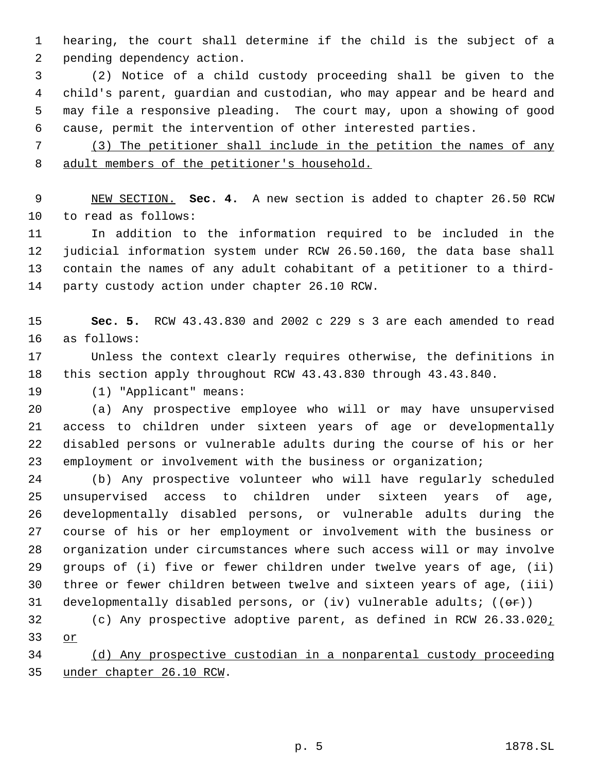hearing, the court shall determine if the child is the subject of a pending dependency action.

(2) Notice of a child custody proceeding shall be given to the child's parent, guardian and custodian, who may appear and be heard and may file a responsive pleading. The court may, upon a showing of good cause, permit the intervention of other interested parties.

<u>(3) The petitioner shall include in the petition the names of any adult members of the petitioner's household.</u>

<u>NEW SECTION.</u> **Sec. 4.** A new section is added to chapter 26.50 RCW to read as follows:

In addition to the information required to be included in the judicial information system under RCW 26.50.160, the data base shall contain the names of any adult cohabitant of a petitioner to a third-party custody action under chapter 26.10 RCW.

**Sec. 5.** RCW 43.43.830 and 2002 c 229 s 3 are each amended to read as follows:

Unless the context clearly requires otherwise, the definitions in this section apply throughout RCW 43.43.830 through 43.43.840.

(1) "Applicant" means:

(a) Any prospective employee who will or may have unsupervised access to children under sixteen years of age or developmentally disabled persons or vulnerable adults during the course of his or her employment or involvement with the business or organization;

(b) Any prospective volunteer who will have regularly scheduled unsupervised access to children under sixteen years of age, developmentally disabled persons, or vulnerable adults during the course of his or her employment or involvement with the business or organization under circumstances where such access will or may involve groups of (i) five or fewer children under twelve years of age, (ii) three or fewer children between twelve and sixteen years of age, (iii) developmentally disabled persons, or (iv) vulnerable adults; ((~~or~~))

(c) Any prospective adoptive parent, as defined in RCW 26.33.020<u>; or</u>

<u>(d) Any prospective custodian in a nonparental custody proceeding under chapter 26.10 RCW</u>.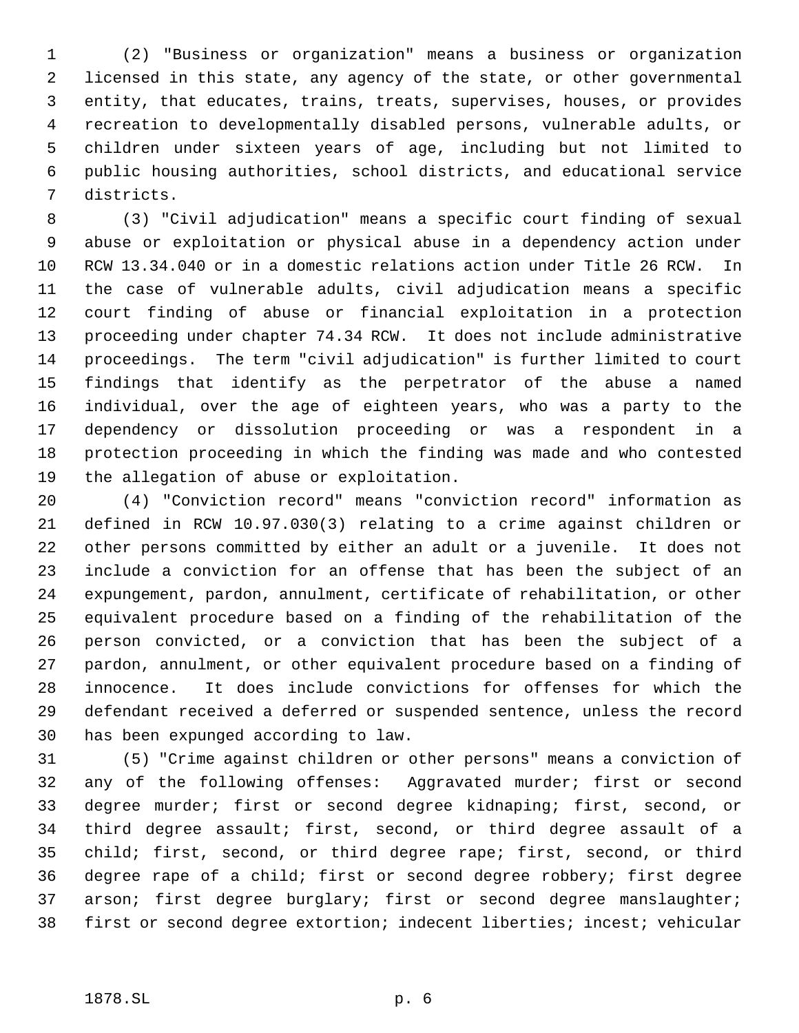(2) "Business or organization" means a business or organization licensed in this state, any agency of the state, or other governmental entity, that educates, trains, treats, supervises, houses, or provides recreation to developmentally disabled persons, vulnerable adults, or children under sixteen years of age, including but not limited to public housing authorities, school districts, and educational service districts.

(3) "Civil adjudication" means a specific court finding of sexual abuse or exploitation or physical abuse in a dependency action under RCW 13.34.040 or in a domestic relations action under Title 26 RCW. In the case of vulnerable adults, civil adjudication means a specific court finding of abuse or financial exploitation in a protection proceeding under chapter 74.34 RCW. It does not include administrative proceedings. The term "civil adjudication" is further limited to court findings that identify as the perpetrator of the abuse a named individual, over the age of eighteen years, who was a party to the dependency or dissolution proceeding or was a respondent in a protection proceeding in which the finding was made and who contested the allegation of abuse or exploitation.

(4) "Conviction record" means "conviction record" information as defined in RCW 10.97.030(3) relating to a crime against children or other persons committed by either an adult or a juvenile. It does not include a conviction for an offense that has been the subject of an expungement, pardon, annulment, certificate of rehabilitation, or other equivalent procedure based on a finding of the rehabilitation of the person convicted, or a conviction that has been the subject of a pardon, annulment, or other equivalent procedure based on a finding of innocence. It does include convictions for offenses for which the defendant received a deferred or suspended sentence, unless the record has been expunged according to law.

(5) "Crime against children or other persons" means a conviction of any of the following offenses: Aggravated murder; first or second degree murder; first or second degree kidnaping; first, second, or third degree assault; first, second, or third degree assault of a child; first, second, or third degree rape; first, second, or third degree rape of a child; first or second degree robbery; first degree arson; first degree burglary; first or second degree manslaughter; first or second degree extortion; indecent liberties; incest; vehicular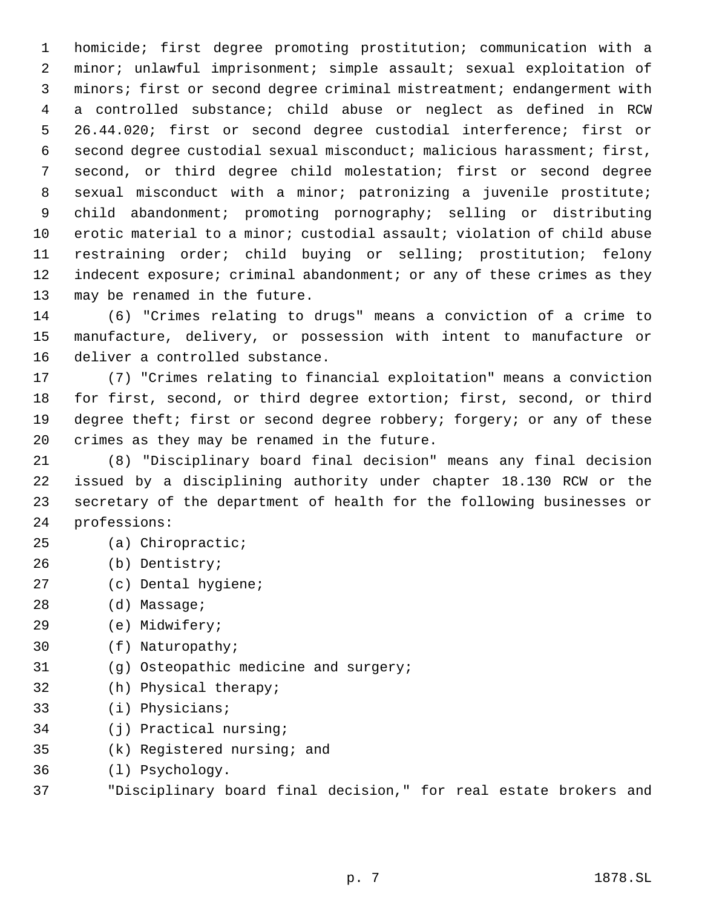homicide; first degree promoting prostitution; communication with a minor; unlawful imprisonment; simple assault; sexual exploitation of minors; first or second degree criminal mistreatment; endangerment with a controlled substance; child abuse or neglect as defined in RCW 26.44.020; first or second degree custodial interference; first or second degree custodial sexual misconduct; malicious harassment; first, second, or third degree child molestation; first or second degree sexual misconduct with a minor; patronizing a juvenile prostitute; child abandonment; promoting pornography; selling or distributing erotic material to a minor; custodial assault; violation of child abuse restraining order; child buying or selling; prostitution; felony indecent exposure; criminal abandonment; or any of these crimes as they may be renamed in the future.

(6) "Crimes relating to drugs" means a conviction of a crime to manufacture, delivery, or possession with intent to manufacture or deliver a controlled substance.

(7) "Crimes relating to financial exploitation" means a conviction for first, second, or third degree extortion; first, second, or third degree theft; first or second degree robbery; forgery; or any of these crimes as they may be renamed in the future.

(8) "Disciplinary board final decision" means any final decision issued by a disciplining authority under chapter 18.130 RCW or the secretary of the department of health for the following businesses or professions:

(a) Chiropractic;

(b) Dentistry;

(c) Dental hygiene;

(d) Massage;

(e) Midwifery;

(f) Naturopathy;

(g) Osteopathic medicine and surgery;

(h) Physical therapy;

(i) Physicians;

(j) Practical nursing;

(k) Registered nursing; and

(l) Psychology.

"Disciplinary board final decision," for real estate brokers and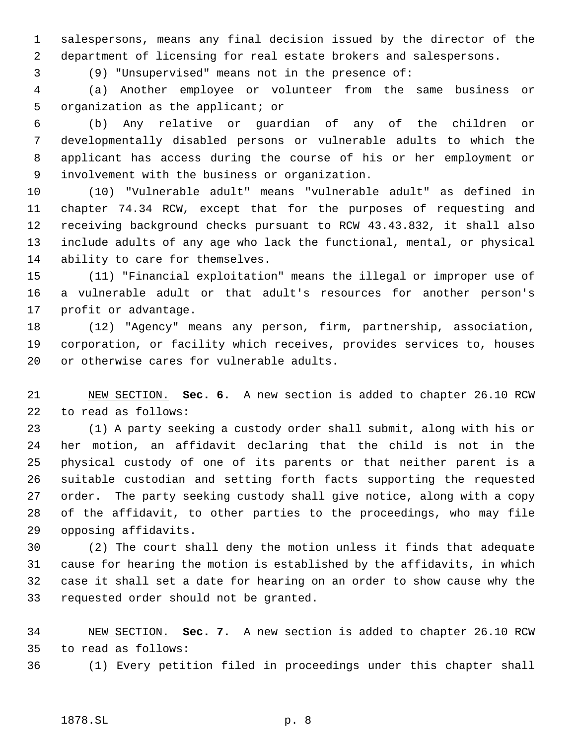salespersons, means any final decision issued by the director of the department of licensing for real estate brokers and salespersons.

(9) "Unsupervised" means not in the presence of:

(a) Another employee or volunteer from the same business or organization as the applicant; or

(b) Any relative or guardian of any of the children or developmentally disabled persons or vulnerable adults to which the applicant has access during the course of his or her employment or involvement with the business or organization.

(10) "Vulnerable adult" means "vulnerable adult" as defined in chapter 74.34 RCW, except that for the purposes of requesting and receiving background checks pursuant to RCW 43.43.832, it shall also include adults of any age who lack the functional, mental, or physical ability to care for themselves.

(11) "Financial exploitation" means the illegal or improper use of a vulnerable adult or that adult's resources for another person's profit or advantage.

(12) "Agency" means any person, firm, partnership, association, corporation, or facility which receives, provides services to, houses or otherwise cares for vulnerable adults.

NEW SECTION. **Sec. 6.** A new section is added to chapter 26.10 RCW to read as follows:

(1) A party seeking a custody order shall submit, along with his or her motion, an affidavit declaring that the child is not in the physical custody of one of its parents or that neither parent is a suitable custodian and setting forth facts supporting the requested order. The party seeking custody shall give notice, along with a copy of the affidavit, to other parties to the proceedings, who may file opposing affidavits.

(2) The court shall deny the motion unless it finds that adequate cause for hearing the motion is established by the affidavits, in which case it shall set a date for hearing on an order to show cause why the requested order should not be granted.

NEW SECTION. **Sec. 7.** A new section is added to chapter 26.10 RCW to read as follows:

(1) Every petition filed in proceedings under this chapter shall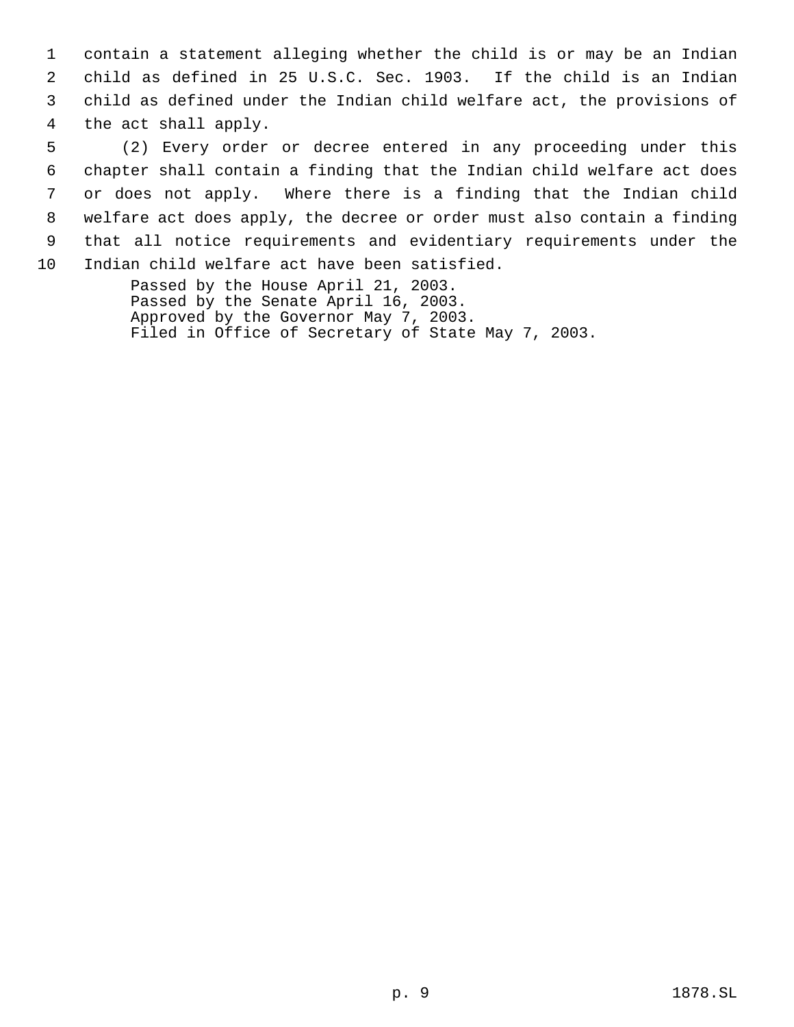contain a statement alleging whether the child is or may be an Indian child as defined in 25 U.S.C. Sec. 1903. If the child is an Indian child as defined under the Indian child welfare act, the provisions of the act shall apply.

(2) Every order or decree entered in any proceeding under this chapter shall contain a finding that the Indian child welfare act does or does not apply. Where there is a finding that the Indian child welfare act does apply, the decree or order must also contain a finding that all notice requirements and evidentiary requirements under the Indian child welfare act have been satisfied.

Passed by the House April 21, 2003.
Passed by the Senate April 16, 2003.
Approved by the Governor May 7, 2003.
Filed in Office of Secretary of State May 7, 2003.